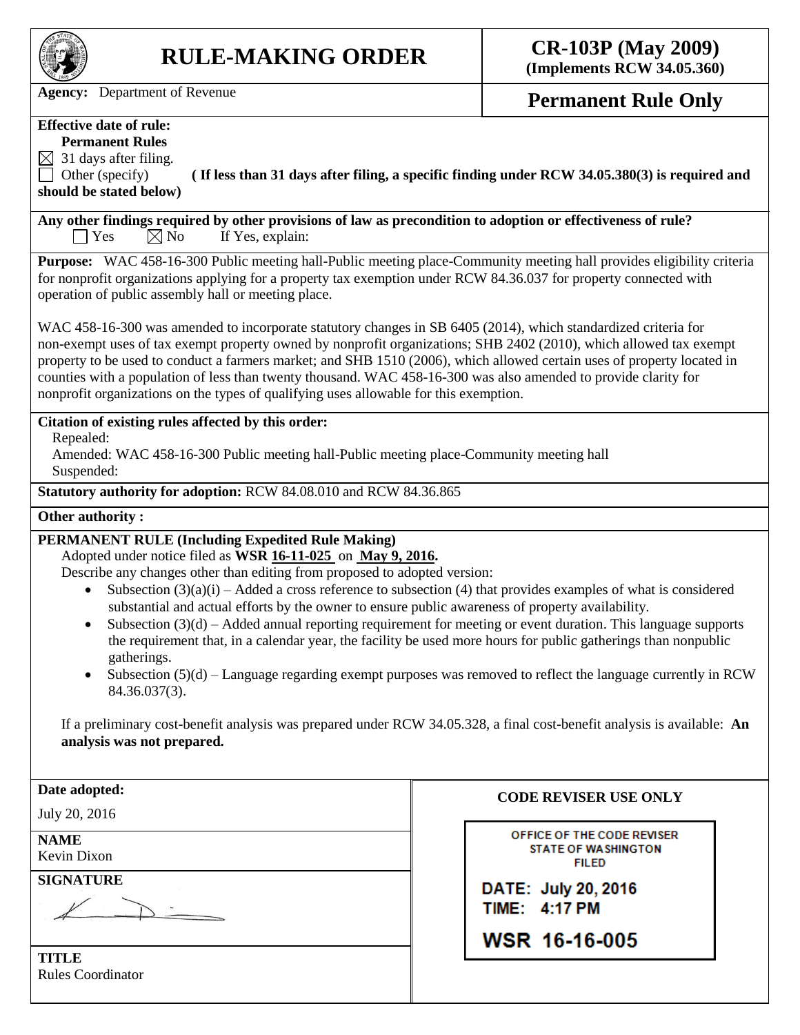# RULE-MAKING ORDER

**CR-103P (May 2009)**
**(Implements RCW 34.05.360)**

**Agency:** Department of Revenue

**Permanent Rule Only**

**Effective date of rule:**
**Permanent Rules**
☒ 31 days after filing.
☐ Other (specify) **( If less than 31 days after filing, a specific finding under RCW 34.05.380(3) is required and should be stated below)**

**Any other findings required by other provisions of law as precondition to adoption or effectiveness of rule?**
☐ Yes ☒ No If Yes, explain:

**Purpose:** WAC 458-16-300 Public meeting hall-Public meeting place-Community meeting hall provides eligibility criteria for nonprofit organizations applying for a property tax exemption under RCW 84.36.037 for property connected with operation of public assembly hall or meeting place.

WAC 458-16-300 was amended to incorporate statutory changes in SB 6405 (2014), which standardized criteria for non-exempt uses of tax exempt property owned by nonprofit organizations; SHB 2402 (2010), which allowed tax exempt property to be used to conduct a farmers market; and SHB 1510 (2006), which allowed certain uses of property located in counties with a population of less than twenty thousand. WAC 458-16-300 was also amended to provide clarity for nonprofit organizations on the types of qualifying uses allowable for this exemption.

**Citation of existing rules affected by this order:**
Repealed:
Amended: WAC 458-16-300 Public meeting hall-Public meeting place-Community meeting hall
Suspended:

**Statutory authority for adoption:** RCW 84.08.010 and RCW 84.36.865

**Other authority :**

**PERMANENT RULE (Including Expedited Rule Making)**
Adopted under notice filed as **WSR 16-11-025** on **May 9, 2016.**
Describe any changes other than editing from proposed to adopted version:

- Subsection (3)(a)(i) – Added a cross reference to subsection (4) that provides examples of what is considered substantial and actual efforts by the owner to ensure public awareness of property availability.
- Subsection (3)(d) – Added annual reporting requirement for meeting or event duration. This language supports the requirement that, in a calendar year, the facility be used more hours for public gatherings than nonpublic gatherings.
- Subsection (5)(d) – Language regarding exempt purposes was removed to reflect the language currently in RCW 84.36.037(3).

If a preliminary cost-benefit analysis was prepared under RCW 34.05.328, a final cost-benefit analysis is available: **An analysis was not prepared.**

**Date adopted:**
July 20, 2016

**NAME**
Kevin Dixon

**SIGNATURE**

**TITLE**
Rules Coordinator

**CODE REVISER USE ONLY**

OFFICE OF THE CODE REVISER
STATE OF WASHINGTON
FILED

DATE: July 20, 2016
TIME: 4:17 PM

WSR 16-16-005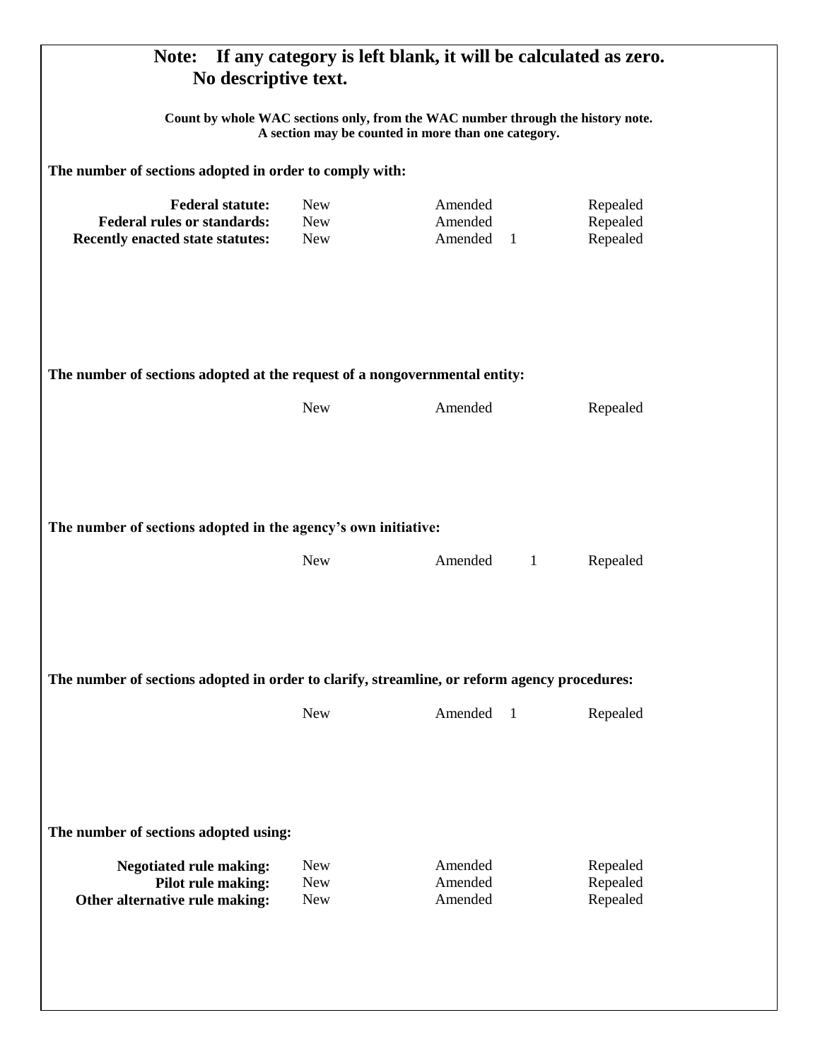**Note: If any category is left blank, it will be calculated as zero.**
**No descriptive text.**

**Count by whole WAC sections only, from the WAC number through the history note.**
**A section may be counted in more than one category.**

**The number of sections adopted in order to comply with:**

| | New | Amended | Repealed |
|---|---|---|---|
| **Federal statute:** | | | |
| **Federal rules or standards:** | | | |
| **Recently enacted state statutes:** | | 1 | |

**The number of sections adopted at the request of a nongovernmental entity:**

| New | Amended | Repealed |
|---|---|---|
| | | |

**The number of sections adopted in the agency's own initiative:**

| New | Amended | Repealed |
|---|---|---|
| | 1 | |

**The number of sections adopted in order to clarify, streamline, or reform agency procedures:**

| New | Amended | Repealed |
|---|---|---|
| | 1 | |

**The number of sections adopted using:**

| | New | Amended | Repealed |
|---|---|---|---|
| **Negotiated rule making:** | | | |
| **Pilot rule making:** | | | |
| **Other alternative rule making:** | | | |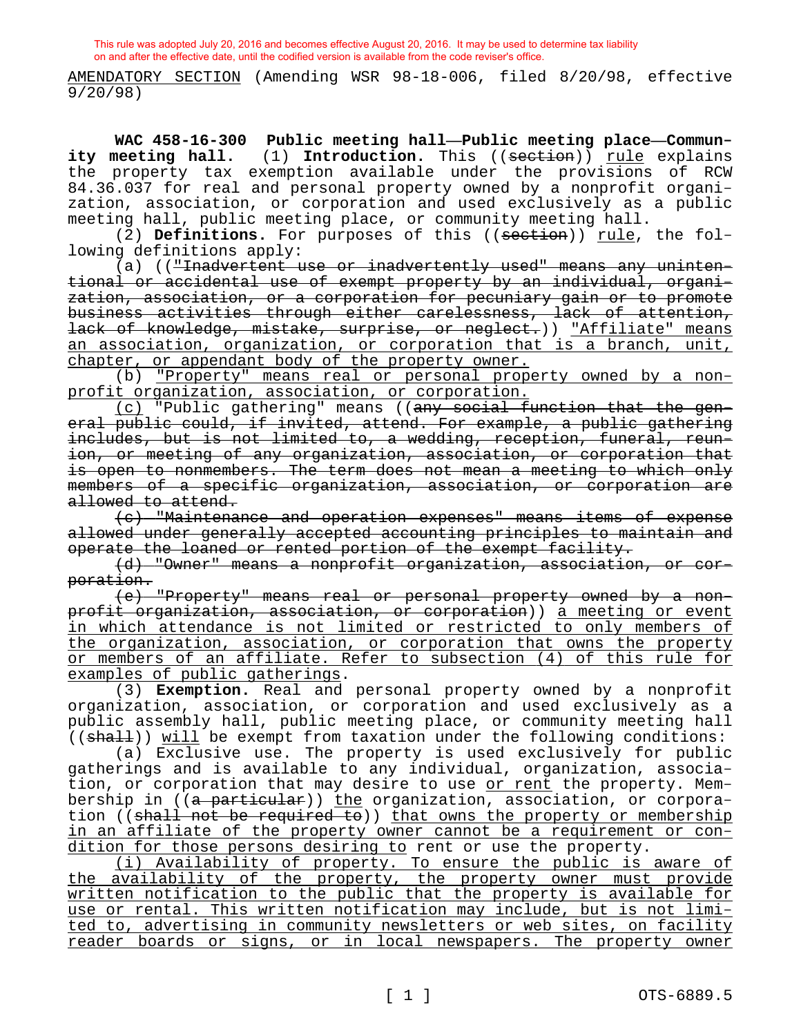This rule was adopted July 20, 2016 and becomes effective August 20, 2016. It may be used to determine tax liability on and after the effective date, until the codified version is available from the code reviser's office.

AMENDATORY SECTION (Amending WSR 98-18-006, filed 8/20/98, effective 9/20/98)

**WAC 458-16-300 Public meeting hall—Public meeting place—Community meeting hall.** (1) **Introduction.** This ((~~section~~)) rule explains the property tax exemption available under the provisions of RCW 84.36.037 for real and personal property owned by a nonprofit organization, association, or corporation and used exclusively as a public meeting hall, public meeting place, or community meeting hall.

(2) **Definitions.** For purposes of this ((~~section~~)) rule, the following definitions apply:

(a) ((~~"Inadvertent use or inadvertently used" means any unintentional or accidental use of exempt property by an individual, organization, association, or a corporation for pecuniary gain or to promote business activities through either carelessness, lack of attention, lack of knowledge, mistake, surprise, or neglect.~~)) "Affiliate" means an association, organization, or corporation that is a branch, unit, chapter, or appendant body of the property owner.

(b) "Property" means real or personal property owned by a nonprofit organization, association, or corporation.

(c) "Public gathering" means ((~~any social function that the general public could, if invited, attend. For example, a public gathering includes, but is not limited to, a wedding, reception, funeral, reunion, or meeting of any organization, association, or corporation that is open to nonmembers. The term does not mean a meeting to which only members of a specific organization, association, or corporation are allowed to attend.~~

~~(c) "Maintenance and operation expenses" means items of expense allowed under generally accepted accounting principles to maintain and operate the loaned or rented portion of the exempt facility.~~

~~(d) "Owner" means a nonprofit organization, association, or corporation.~~

~~(e) "Property" means real or personal property owned by a nonprofit organization, association, or corporation~~)) a meeting or event in which attendance is not limited or restricted to only members of the organization, association, or corporation that owns the property or members of an affiliate. Refer to subsection (4) of this rule for examples of public gatherings.

(3) **Exemption.** Real and personal property owned by a nonprofit organization, association, or corporation and used exclusively as a public assembly hall, public meeting place, or community meeting hall ((~~shall~~)) will be exempt from taxation under the following conditions:

(a) Exclusive use. The property is used exclusively for public gatherings and is available to any individual, organization, association, or corporation that may desire to use or rent the property. Membership in ((~~a particular~~)) the organization, association, or corporation ((~~shall not be required to~~)) that owns the property or membership in an affiliate of the property owner cannot be a requirement or condition for those persons desiring to rent or use the property.

(i) Availability of property. To ensure the public is aware of the availability of the property, the property owner must provide written notification to the public that the property is available for use or rental. This written notification may include, but is not limited to, advertising in community newsletters or web sites, on facility reader boards or signs, or in local newspapers. The property owner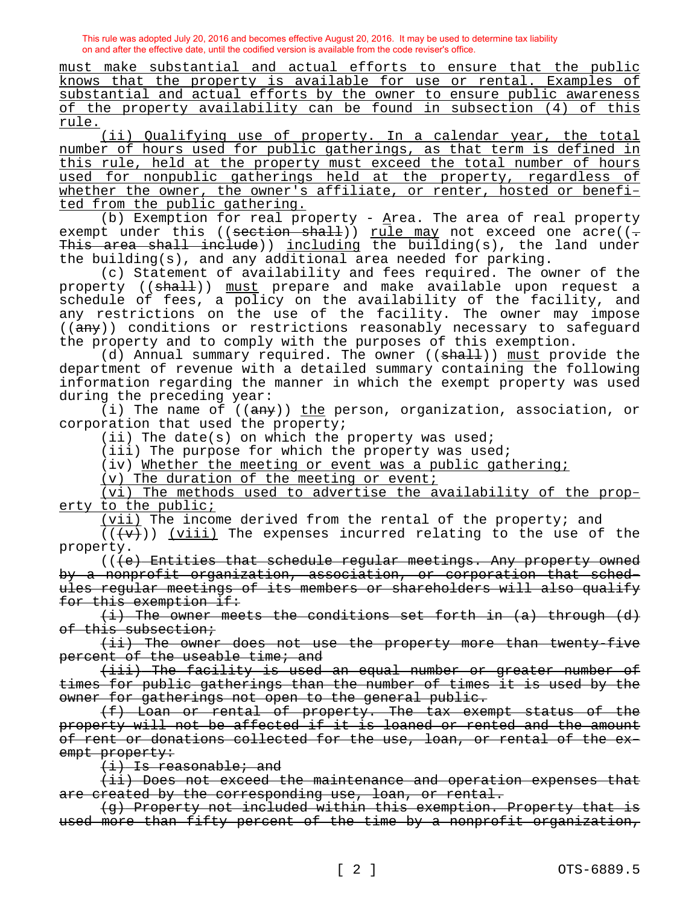must make substantial and actual efforts to ensure that the public knows that the property is available for use or rental. Examples of substantial and actual efforts by the owner to ensure public awareness of the property availability can be found in subsection (4) of this rule.

(ii) Qualifying use of property. In a calendar year, the total number of hours used for public gatherings, as that term is defined in this rule, held at the property must exceed the total number of hours used for nonpublic gatherings held at the property, regardless of whether the owner, the owner's affiliate, or renter, hosted or benefited from the public gathering.

(b) Exemption for real property - Area. The area of real property exempt under this ((~~section shall~~)) rule may not exceed one acre((~~. This area shall include~~)) including the building(s), the land under the building(s), and any additional area needed for parking.

(c) Statement of availability and fees required. The owner of the property ((~~shall~~)) must prepare and make available upon request a schedule of fees, a policy on the availability of the facility, and any restrictions on the use of the facility. The owner may impose ((~~any~~)) conditions or restrictions reasonably necessary to safeguard the property and to comply with the purposes of this exemption.

(d) Annual summary required. The owner ((~~shall~~)) must provide the department of revenue with a detailed summary containing the following information regarding the manner in which the exempt property was used during the preceding year:

(i) The name of ((~~any~~)) the person, organization, association, or corporation that used the property;

(ii) The date(s) on which the property was used;

(iii) The purpose for which the property was used;

(iv) Whether the meeting or event was a public gathering;

(v) The duration of the meeting or event;

(vi) The methods used to advertise the availability of the property to the public;

(vii) The income derived from the rental of the property; and

((~~(v)~~)) (viii) The expenses incurred relating to the use of the property.

((~~(e) Entities that schedule regular meetings. Any property owned by a nonprofit organization, association, or corporation that schedules regular meetings of its members or shareholders will also qualify for this exemption if:~~

~~(i) The owner meets the conditions set forth in (a) through (d) of this subsection;~~

~~(ii) The owner does not use the property more than twenty-five percent of the useable time; and~~

~~(iii) The facility is used an equal number or greater number of times for public gatherings than the number of times it is used by the owner for gatherings not open to the general public.~~

~~(f) Loan or rental of property. The tax exempt status of the property will not be affected if it is loaned or rented and the amount of rent or donations collected for the use, loan, or rental of the exempt property:~~

~~(i) Is reasonable; and~~

~~(ii) Does not exceed the maintenance and operation expenses that are created by the corresponding use, loan, or rental.~~

~~(g) Property not included within this exemption. Property that is used more than fifty percent of the time by a nonprofit organization,~~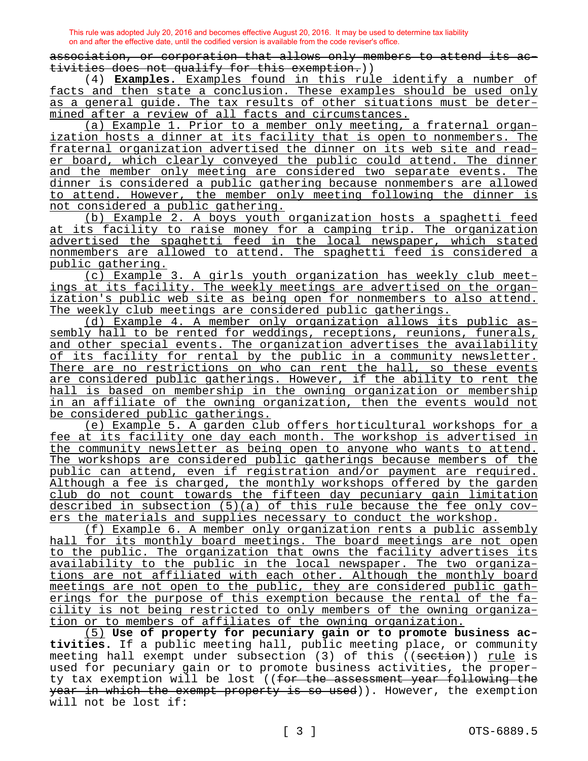This rule was adopted July 20, 2016 and becomes effective August 20, 2016. It may be used to determine tax liability on and after the effective date, until the codified version is available from the code reviser's office.

~~association, or corporation that allows only members to attend its activities does not qualify for this exemption.~~))

(4) **Examples.** Examples found in this rule identify a number of facts and then state a conclusion. These examples should be used only as a general guide. The tax results of other situations must be determined after a review of all facts and circumstances.

(a) Example 1. Prior to a member only meeting, a fraternal organization hosts a dinner at its facility that is open to nonmembers. The fraternal organization advertised the dinner on its web site and reader board, which clearly conveyed the public could attend. The dinner and the member only meeting are considered two separate events. The dinner is considered a public gathering because nonmembers are allowed to attend. However, the member only meeting following the dinner is not considered a public gathering.

(b) Example 2. A boys youth organization hosts a spaghetti feed at its facility to raise money for a camping trip. The organization advertised the spaghetti feed in the local newspaper, which stated nonmembers are allowed to attend. The spaghetti feed is considered a public gathering.

(c) Example 3. A girls youth organization has weekly club meetings at its facility. The weekly meetings are advertised on the organization's public web site as being open for nonmembers to also attend. The weekly club meetings are considered public gatherings.

(d) Example 4. A member only organization allows its public assembly hall to be rented for weddings, receptions, reunions, funerals, and other special events. The organization advertises the availability of its facility for rental by the public in a community newsletter. There are no restrictions on who can rent the hall, so these events are considered public gatherings. However, if the ability to rent the hall is based on membership in the owning organization or membership in an affiliate of the owning organization, then the events would not be considered public gatherings.

(e) Example 5. A garden club offers horticultural workshops for a fee at its facility one day each month. The workshop is advertised in the community newsletter as being open to anyone who wants to attend. The workshops are considered public gatherings because members of the public can attend, even if registration and/or payment are required. Although a fee is charged, the monthly workshops offered by the garden club do not count towards the fifteen day pecuniary gain limitation described in subsection (5)(a) of this rule because the fee only covers the materials and supplies necessary to conduct the workshop.

(f) Example 6. A member only organization rents a public assembly hall for its monthly board meetings. The board meetings are not open to the public. The organization that owns the facility advertises its availability to the public in the local newspaper. The two organizations are not affiliated with each other. Although the monthly board meetings are not open to the public, they are considered public gatherings for the purpose of this exemption because the rental of the facility is not being restricted to only members of the owning organization or to members of affiliates of the owning organization.

(5) **Use of property for pecuniary gain or to promote business activities.** If a public meeting hall, public meeting place, or community meeting hall exempt under subsection (3) of this ((~~section~~)) rule is used for pecuniary gain or to promote business activities, the property tax exemption will be lost ((~~for the assessment year following the year in which the exempt property is so used~~)). However, the exemption will not be lost if: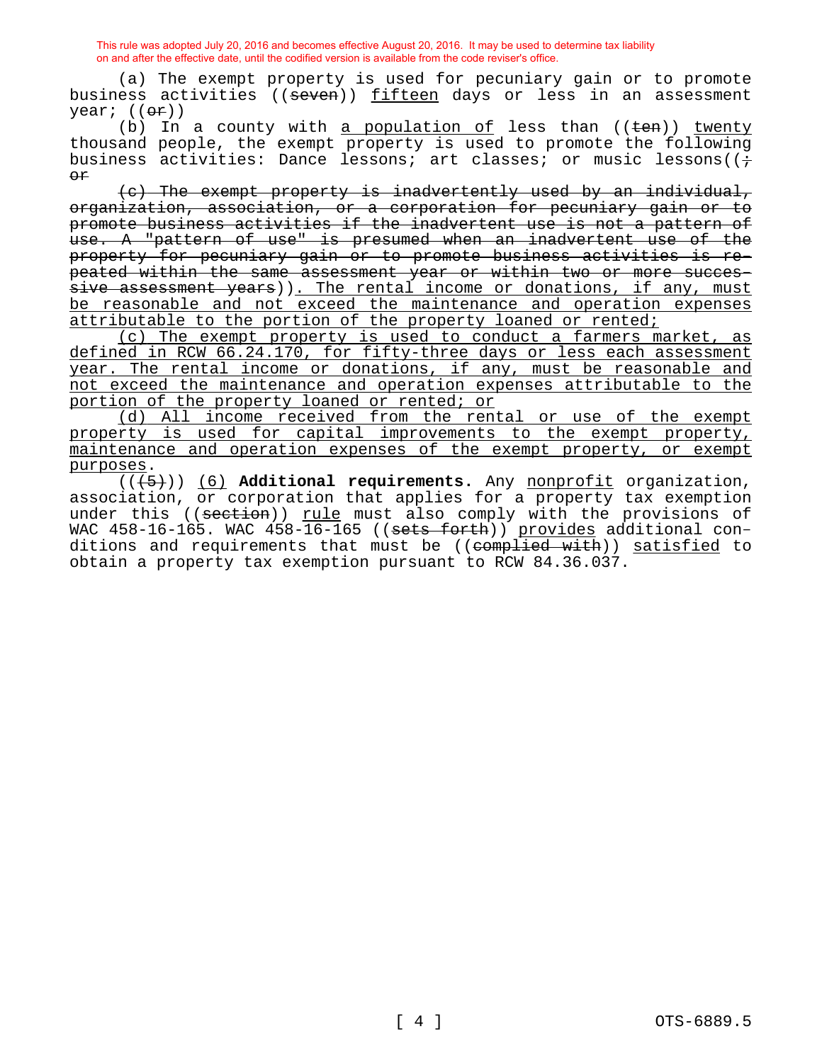This rule was adopted July 20, 2016 and becomes effective August 20, 2016. It may be used to determine tax liability on and after the effective date, until the codified version is available from the code reviser's office.

(a) The exempt property is used for pecuniary gain or to promote business activities ((~~seven~~)) <u>fifteen</u> days or less in an assessment year; ((~~or~~))

(b) In a county with <u>a population of</u> less than ((~~ten~~)) <u>twenty</u> thousand people, the exempt property is used to promote the following business activities: Dance lessons; art classes; or music lessons((~~; or~~

~~(c) The exempt property is inadvertently used by an individual, organization, association, or a corporation for pecuniary gain or to promote business activities if the inadvertent use is not a pattern of use. A "pattern of use" is presumed when an inadvertent use of the property for pecuniary gain or to promote business activities is repeated within the same assessment year or within two or more successive assessment years~~))<u>. The rental income or donations, if any, must be reasonable and not exceed the maintenance and operation expenses attributable to the portion of the property loaned or rented;</u>

<u>(c) The exempt property is used to conduct a farmers market, as defined in RCW 66.24.170, for fifty-three days or less each assessment year. The rental income or donations, if any, must be reasonable and not exceed the maintenance and operation expenses attributable to the portion of the property loaned or rented; or</u>

<u>(d) All income received from the rental or use of the exempt property is used for capital improvements to the exempt property, maintenance and operation expenses of the exempt property, or exempt purposes</u>.

((~~(5)~~)) <u>(6)</u> **Additional requirements.** Any <u>nonprofit</u> organization, association, or corporation that applies for a property tax exemption under this ((~~section~~)) <u>rule</u> must also comply with the provisions of WAC 458-16-165. WAC 458-16-165 ((~~sets forth~~)) <u>provides</u> additional conditions and requirements that must be ((~~complied with~~)) <u>satisfied</u> to obtain a property tax exemption pursuant to RCW 84.36.037.

OTS-6889.5